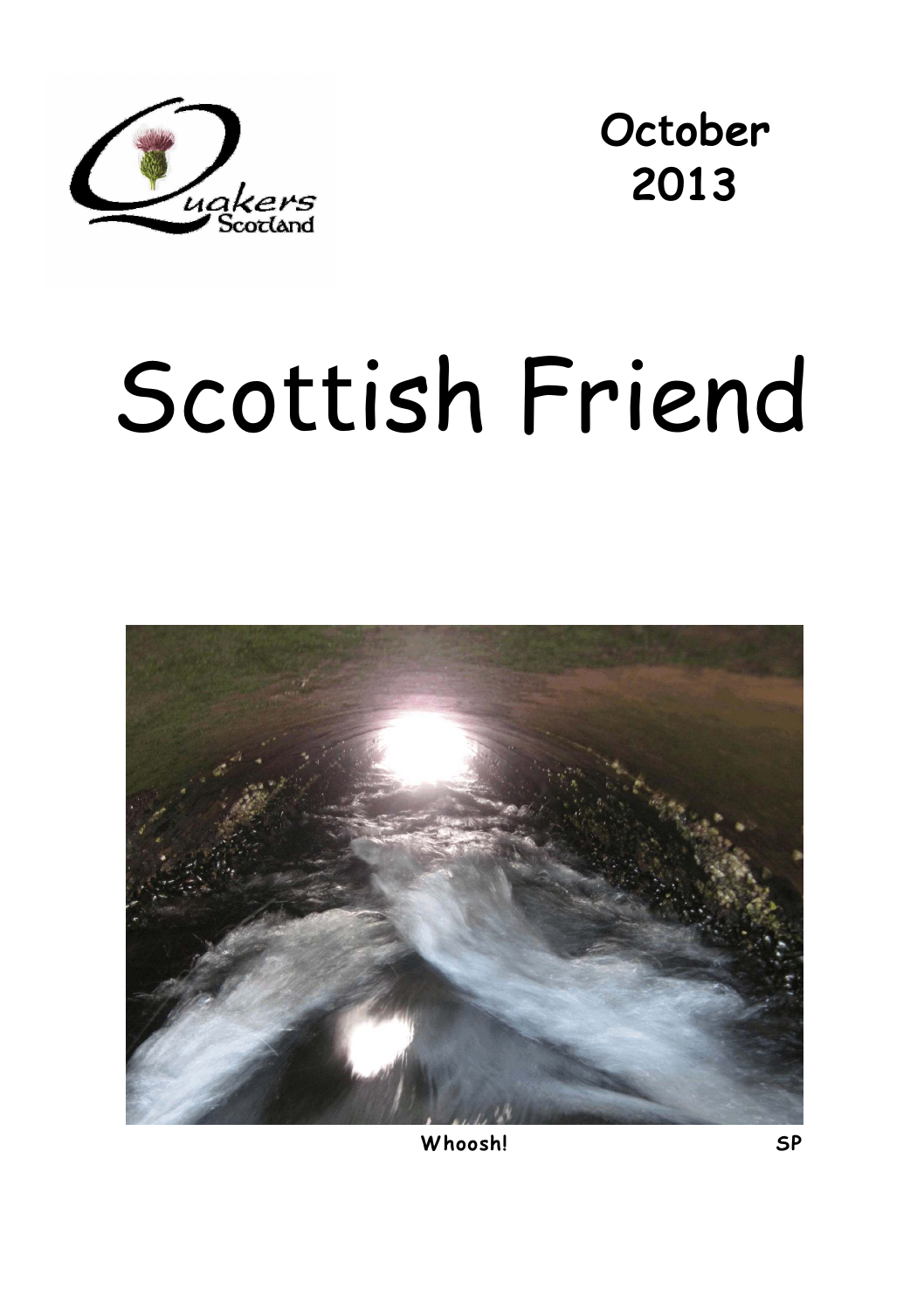October
2013

# Scottish Friend

**Whoosh!** **SP**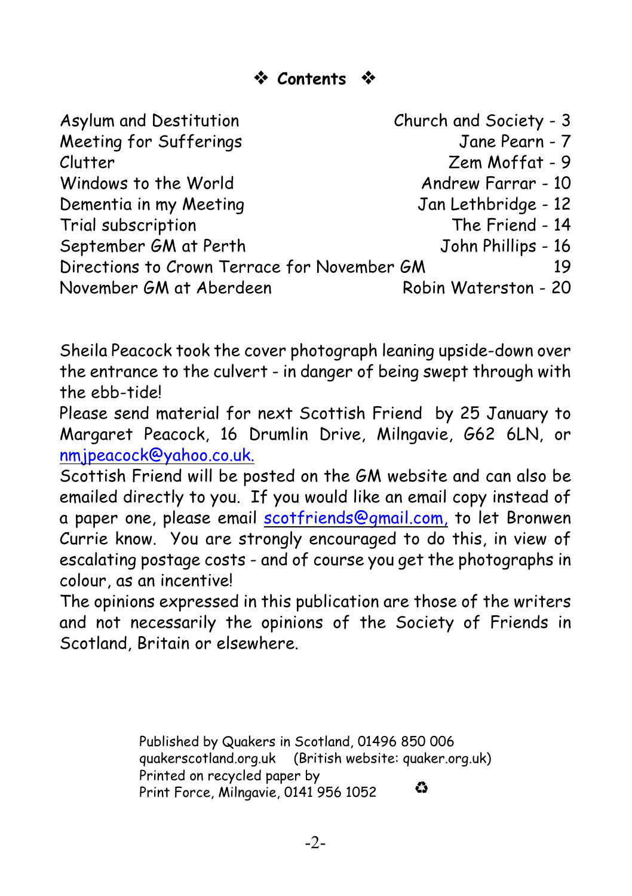## ❖ Contents ❖

| | |
|---|---|
| Asylum and Destitution | Church and Society - 3 |
| Meeting for Sufferings | Jane Pearn - 7 |
| Clutter | Zem Moffat - 9 |
| Windows to the World | Andrew Farrar - 10 |
| Dementia in my Meeting | Jan Lethbridge - 12 |
| Trial subscription | The Friend - 14 |
| September GM at Perth | John Phillips - 16 |
| Directions to Crown Terrace for November GM | 19 |
| November GM at Aberdeen | Robin Waterston - 20 |

Sheila Peacock took the cover photograph leaning upside-down over the entrance to the culvert - in danger of being swept through with the ebb-tide!

Please send material for next Scottish Friend by 25 January to Margaret Peacock, 16 Drumlin Drive, Milngavie, G62 6LN, or nmjpeacock@yahoo.co.uk.

Scottish Friend will be posted on the GM website and can also be emailed directly to you. If you would like an email copy instead of a paper one, please email scotfriends@gmail.com, to let Bronwen Currie know. You are strongly encouraged to do this, in view of escalating postage costs - and of course you get the photographs in colour, as an incentive!

The opinions expressed in this publication are those of the writers and not necessarily the opinions of the Society of Friends in Scotland, Britain or elsewhere.

Published by Quakers in Scotland, 01496 850 006
quakerscotland.org.uk (British website: quaker.org.uk)
Printed on recycled paper by
Print Force, Milngavie, 0141 956 1052 ♻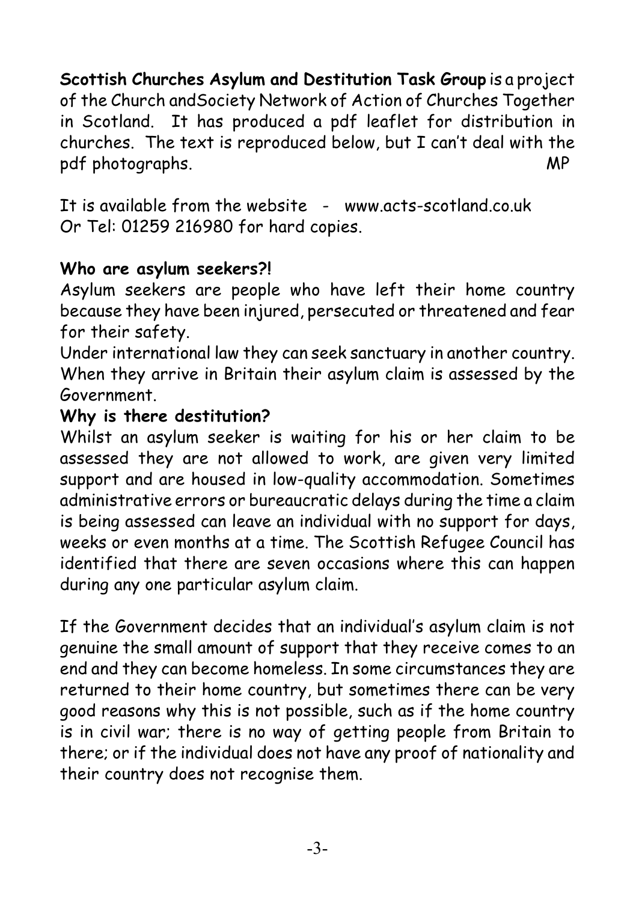**Scottish Churches Asylum and Destitution Task Group** is a project of the Church andSociety Network of Action of Churches Together in Scotland. It has produced a pdf leaflet for distribution in churches. The text is reproduced below, but I can't deal with the pdf photographs. MP

It is available from the website - www.acts-scotland.co.uk
Or Tel: 01259 216980 for hard copies.

**Who are asylum seekers?!**

Asylum seekers are people who have left their home country because they have been injured, persecuted or threatened and fear for their safety.

Under international law they can seek sanctuary in another country. When they arrive in Britain their asylum claim is assessed by the Government.

**Why is there destitution?**

Whilst an asylum seeker is waiting for his or her claim to be assessed they are not allowed to work, are given very limited support and are housed in low-quality accommodation. Sometimes administrative errors or bureaucratic delays during the time a claim is being assessed can leave an individual with no support for days, weeks or even months at a time. The Scottish Refugee Council has identified that there are seven occasions where this can happen during any one particular asylum claim.

If the Government decides that an individual's asylum claim is not genuine the small amount of support that they receive comes to an end and they can become homeless. In some circumstances they are returned to their home country, but sometimes there can be very good reasons why this is not possible, such as if the home country is in civil war; there is no way of getting people from Britain to there; or if the individual does not have any proof of nationality and their country does not recognise them.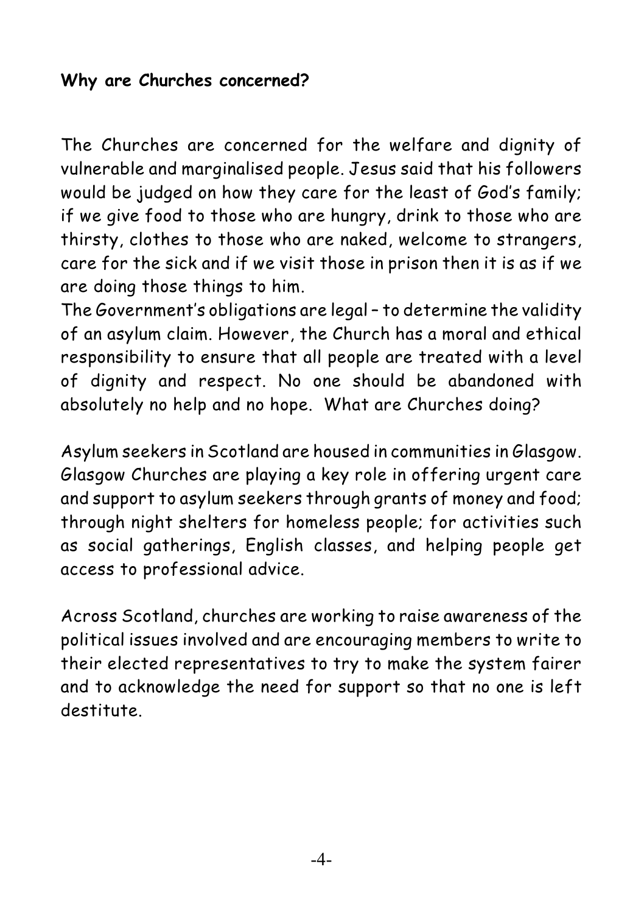**Why are Churches concerned?**

The Churches are concerned for the welfare and dignity of vulnerable and marginalised people. Jesus said that his followers would be judged on how they care for the least of God's family; if we give food to those who are hungry, drink to those who are thirsty, clothes to those who are naked, welcome to strangers, care for the sick and if we visit those in prison then it is as if we are doing those things to him.

The Government's obligations are legal – to determine the validity of an asylum claim. However, the Church has a moral and ethical responsibility to ensure that all people are treated with a level of dignity and respect. No one should be abandoned with absolutely no help and no hope. What are Churches doing?

Asylum seekers in Scotland are housed in communities in Glasgow. Glasgow Churches are playing a key role in offering urgent care and support to asylum seekers through grants of money and food; through night shelters for homeless people; for activities such as social gatherings, English classes, and helping people get access to professional advice.

Across Scotland, churches are working to raise awareness of the political issues involved and are encouraging members to write to their elected representatives to try to make the system fairer and to acknowledge the need for support so that no one is left destitute.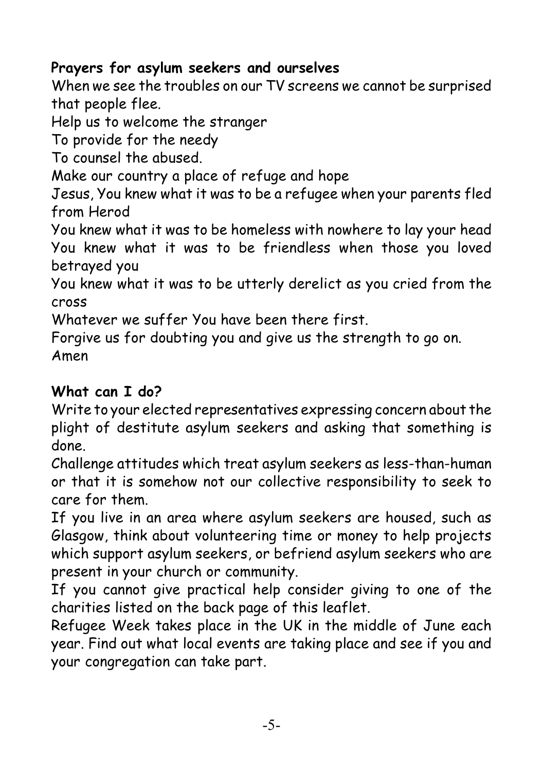**Prayers for asylum seekers and ourselves**

When we see the troubles on our TV screens we cannot be surprised that people flee.

Help us to welcome the stranger

To provide for the needy

To counsel the abused.

Make our country a place of refuge and hope

Jesus, You knew what it was to be a refugee when your parents fled from Herod

You knew what it was to be homeless with nowhere to lay your head

You knew what it was to be friendless when those you loved betrayed you

You knew what it was to be utterly derelict as you cried from the cross

Whatever we suffer You have been there first.

Forgive us for doubting you and give us the strength to go on.

Amen

**What can I do?**

Write to your elected representatives expressing concern about the plight of destitute asylum seekers and asking that something is done.

Challenge attitudes which treat asylum seekers as less-than-human or that it is somehow not our collective responsibility to seek to care for them.

If you live in an area where asylum seekers are housed, such as Glasgow, think about volunteering time or money to help projects which support asylum seekers, or befriend asylum seekers who are present in your church or community.

If you cannot give practical help consider giving to one of the charities listed on the back page of this leaflet.

Refugee Week takes place in the UK in the middle of June each year. Find out what local events are taking place and see if you and your congregation can take part.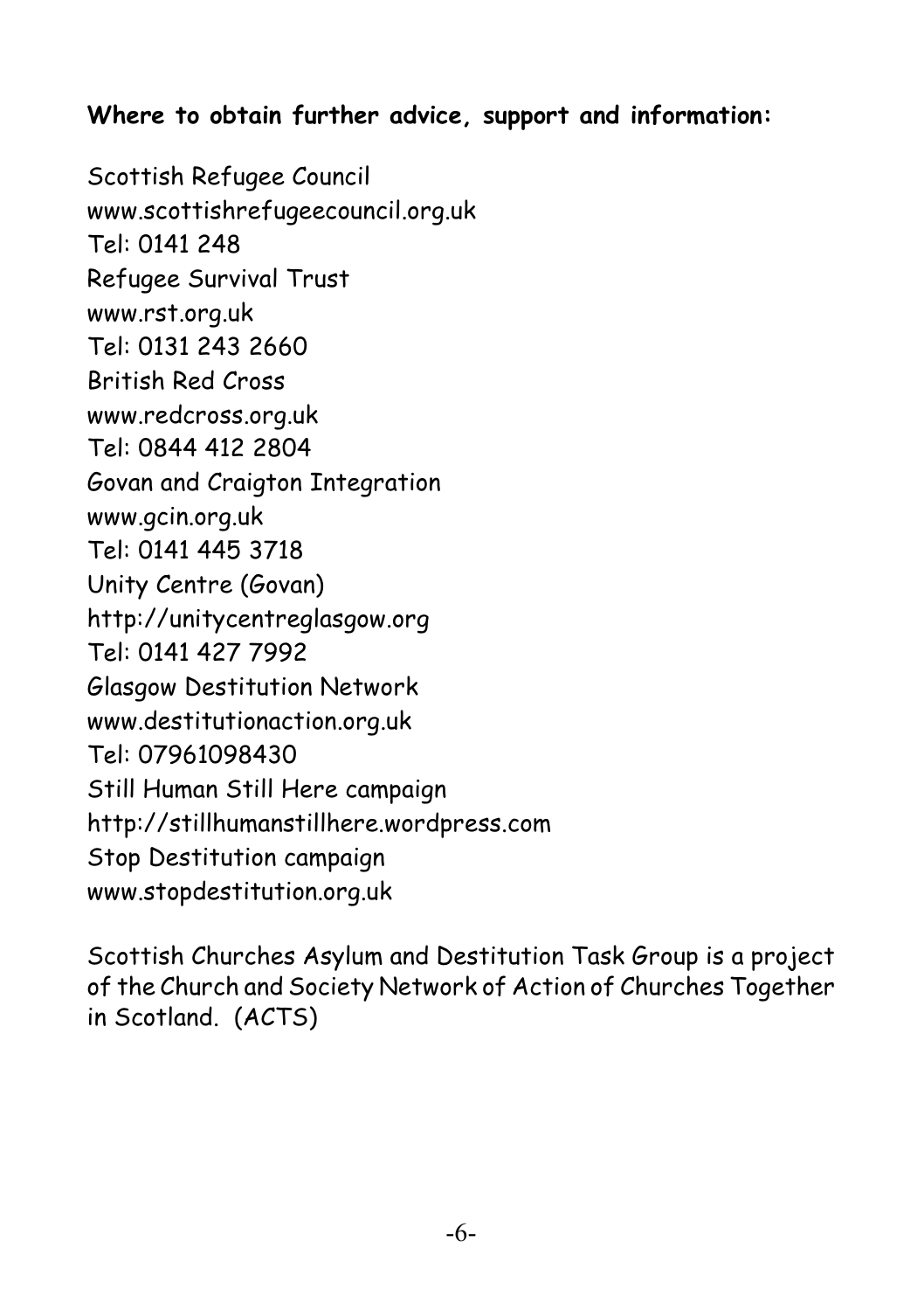**Where to obtain further advice, support and information:**

Scottish Refugee Council
www.scottishrefugeecouncil.org.uk
Tel: 0141 248
Refugee Survival Trust
www.rst.org.uk
Tel: 0131 243 2660
British Red Cross
www.redcross.org.uk
Tel: 0844 412 2804
Govan and Craigton Integration
www.gcin.org.uk
Tel: 0141 445 3718
Unity Centre (Govan)
http://unitycentreglasgow.org
Tel: 0141 427 7992
Glasgow Destitution Network
www.destitutionaction.org.uk
Tel: 07961098430
Still Human Still Here campaign
http://stillhumanstillhere.wordpress.com
Stop Destitution campaign
www.stopdestitution.org.uk

Scottish Churches Asylum and Destitution Task Group is a project of the Church and Society Network of Action of Churches Together in Scotland. (ACTS)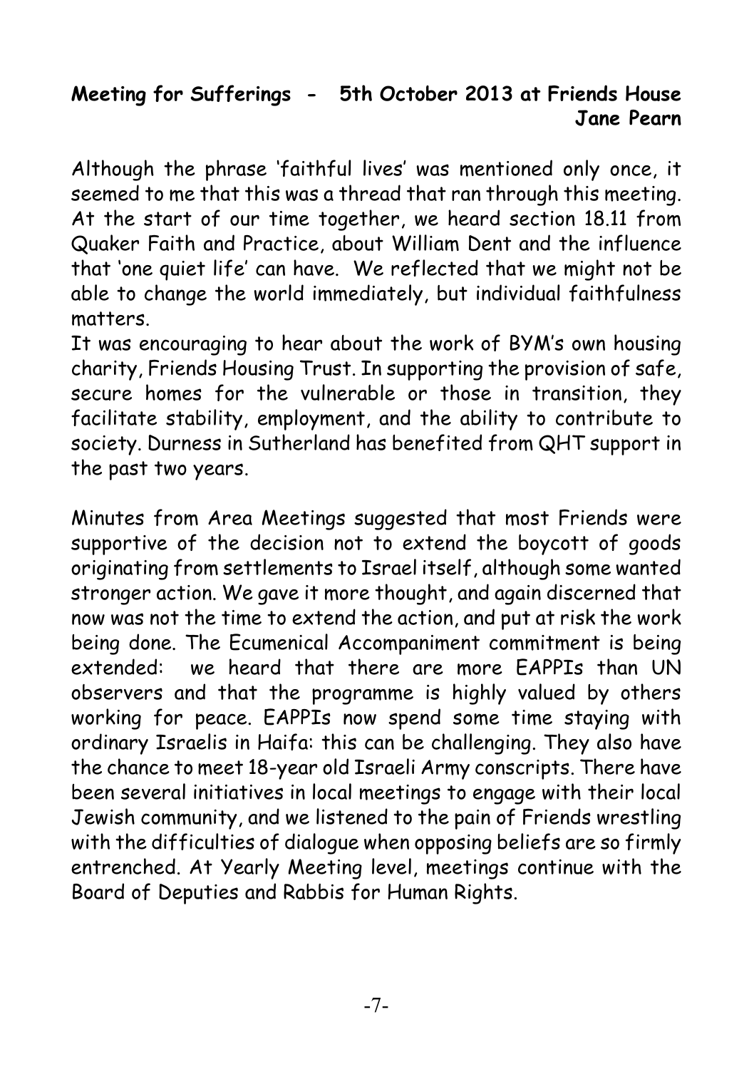**Meeting for Sufferings - 5th October 2013 at Friends House**

**Jane Pearn**

Although the phrase 'faithful lives' was mentioned only once, it seemed to me that this was a thread that ran through this meeting. At the start of our time together, we heard section 18.11 from Quaker Faith and Practice, about William Dent and the influence that 'one quiet life' can have. We reflected that we might not be able to change the world immediately, but individual faithfulness matters.

It was encouraging to hear about the work of BYM's own housing charity, Friends Housing Trust. In supporting the provision of safe, secure homes for the vulnerable or those in transition, they facilitate stability, employment, and the ability to contribute to society. Durness in Sutherland has benefited from QHT support in the past two years.

Minutes from Area Meetings suggested that most Friends were supportive of the decision not to extend the boycott of goods originating from settlements to Israel itself, although some wanted stronger action. We gave it more thought, and again discerned that now was not the time to extend the action, and put at risk the work being done. The Ecumenical Accompaniment commitment is being extended: we heard that there are more EAPPIs than UN observers and that the programme is highly valued by others working for peace. EAPPIs now spend some time staying with ordinary Israelis in Haifa: this can be challenging. They also have the chance to meet 18-year old Israeli Army conscripts. There have been several initiatives in local meetings to engage with their local Jewish community, and we listened to the pain of Friends wrestling with the difficulties of dialogue when opposing beliefs are so firmly entrenched. At Yearly Meeting level, meetings continue with the Board of Deputies and Rabbis for Human Rights.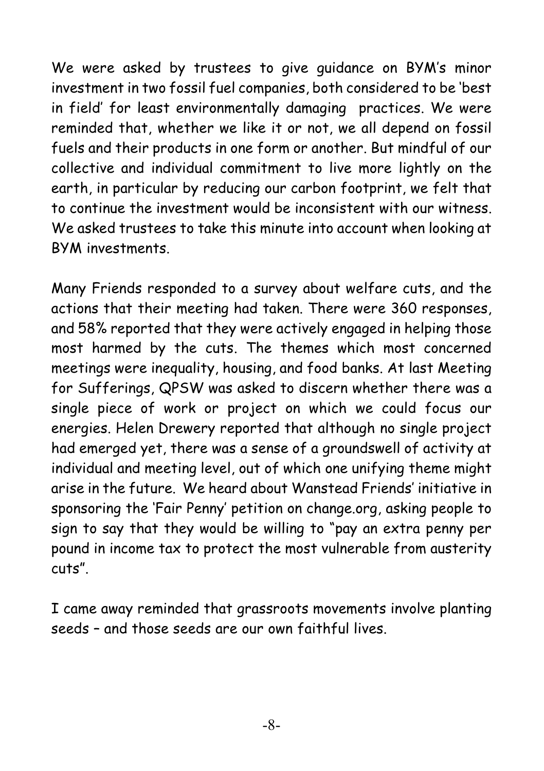We were asked by trustees to give guidance on BYM's minor investment in two fossil fuel companies, both considered to be 'best in field' for least environmentally damaging practices. We were reminded that, whether we like it or not, we all depend on fossil fuels and their products in one form or another. But mindful of our collective and individual commitment to live more lightly on the earth, in particular by reducing our carbon footprint, we felt that to continue the investment would be inconsistent with our witness. We asked trustees to take this minute into account when looking at BYM investments.

Many Friends responded to a survey about welfare cuts, and the actions that their meeting had taken. There were 360 responses, and 58% reported that they were actively engaged in helping those most harmed by the cuts. The themes which most concerned meetings were inequality, housing, and food banks. At last Meeting for Sufferings, QPSW was asked to discern whether there was a single piece of work or project on which we could focus our energies. Helen Drewery reported that although no single project had emerged yet, there was a sense of a groundswell of activity at individual and meeting level, out of which one unifying theme might arise in the future. We heard about Wanstead Friends' initiative in sponsoring the 'Fair Penny' petition on change.org, asking people to sign to say that they would be willing to "pay an extra penny per pound in income tax to protect the most vulnerable from austerity cuts".

I came away reminded that grassroots movements involve planting seeds – and those seeds are our own faithful lives.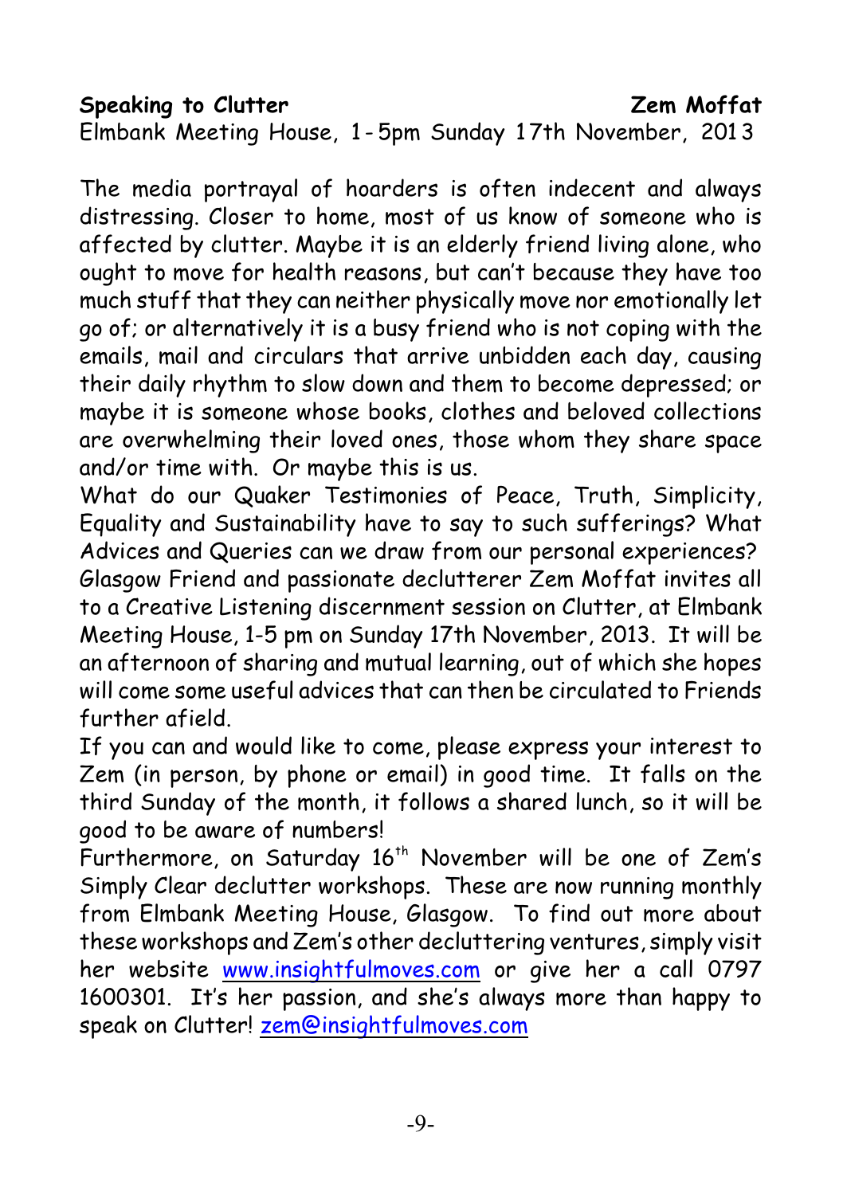**Speaking to Clutter** **Zem Moffat**

Elmbank Meeting House, 1-5pm Sunday 17th November, 2013

The media portrayal of hoarders is often indecent and always distressing. Closer to home, most of us know of someone who is affected by clutter. Maybe it is an elderly friend living alone, who ought to move for health reasons, but can't because they have too much stuff that they can neither physically move nor emotionally let go of; or alternatively it is a busy friend who is not coping with the emails, mail and circulars that arrive unbidden each day, causing their daily rhythm to slow down and them to become depressed; or maybe it is someone whose books, clothes and beloved collections are overwhelming their loved ones, those whom they share space and/or time with. Or maybe this is us.

What do our Quaker Testimonies of Peace, Truth, Simplicity, Equality and Sustainability have to say to such sufferings? What Advices and Queries can we draw from our personal experiences? Glasgow Friend and passionate declutterer Zem Moffat invites all to a Creative Listening discernment session on Clutter, at Elmbank Meeting House, 1-5 pm on Sunday 17th November, 2013. It will be an afternoon of sharing and mutual learning, out of which she hopes will come some useful advices that can then be circulated to Friends further afield.

If you can and would like to come, please express your interest to Zem (in person, by phone or email) in good time. It falls on the third Sunday of the month, it follows a shared lunch, so it will be good to be aware of numbers!

Furthermore, on Saturday 16th November will be one of Zem's Simply Clear declutter workshops. These are now running monthly from Elmbank Meeting House, Glasgow. To find out more about these workshops and Zem's other decluttering ventures, simply visit her website www.insightfulmoves.com or give her a call 0797 1600301. It's her passion, and she's always more than happy to speak on Clutter! zem@insightfulmoves.com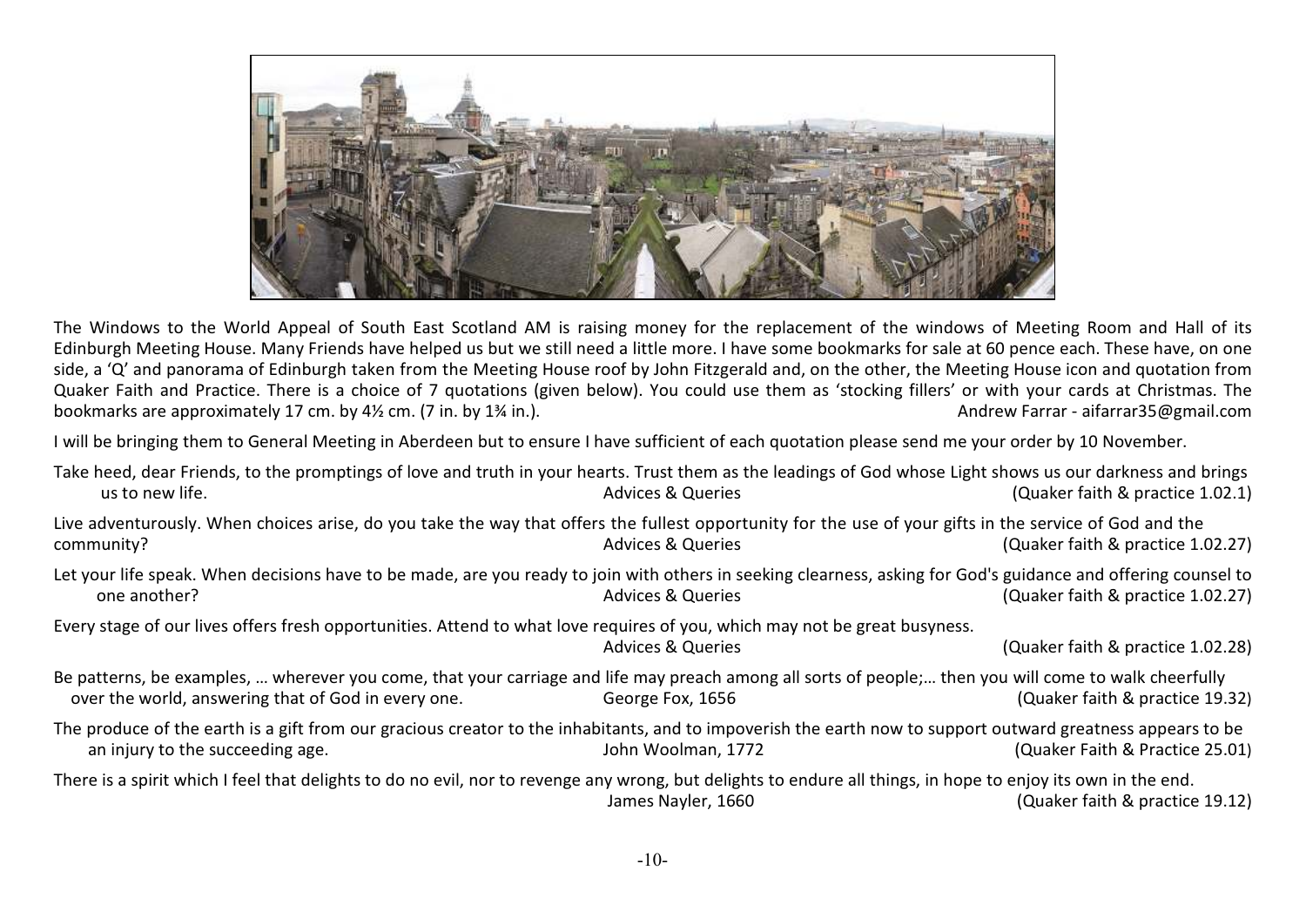The Windows to the World Appeal of South East Scotland AM is raising money for the replacement of the windows of Meeting Room and Hall of its Edinburgh Meeting House. Many Friends have helped us but we still need a little more. I have some bookmarks for sale at 60 pence each. These have, on one side, a 'Q' and panorama of Edinburgh taken from the Meeting House roof by John Fitzgerald and, on the other, the Meeting House icon and quotation from Quaker Faith and Practice. There is a choice of 7 quotations (given below). You could use them as 'stocking fillers' or with your cards at Christmas. The bookmarks are approximately 17 cm. by 4½ cm. (7 in. by 1¾ in.).

Andrew Farrar - aifarrar35@gmail.com

I will be bringing them to General Meeting in Aberdeen but to ensure I have sufficient of each quotation please send me your order by 10 November.

Take heed, dear Friends, to the promptings of love and truth in your hearts. Trust them as the leadings of God whose Light shows us our darkness and brings us to new life. — Advices & Queries (Quaker faith & practice 1.02.1)

Live adventurously. When choices arise, do you take the way that offers the fullest opportunity for the use of your gifts in the service of God and the community? — Advices & Queries (Quaker faith & practice 1.02.27)

Let your life speak. When decisions have to be made, are you ready to join with others in seeking clearness, asking for God's guidance and offering counsel to one another? — Advices & Queries (Quaker faith & practice 1.02.27)

Every stage of our lives offers fresh opportunities. Attend to what love requires of you, which may not be great busyness. — Advices & Queries (Quaker faith & practice 1.02.28)

Be patterns, be examples, … wherever you come, that your carriage and life may preach among all sorts of people;… then you will come to walk cheerfully over the world, answering that of God in every one. — George Fox, 1656 (Quaker faith & practice 19.32)

The produce of the earth is a gift from our gracious creator to the inhabitants, and to impoverish the earth now to support outward greatness appears to be an injury to the succeeding age. — John Woolman, 1772 (Quaker Faith & Practice 25.01)

There is a spirit which I feel that delights to do no evil, nor to revenge any wrong, but delights to endure all things, in hope to enjoy its own in the end. — James Nayler, 1660 (Quaker faith & practice 19.12)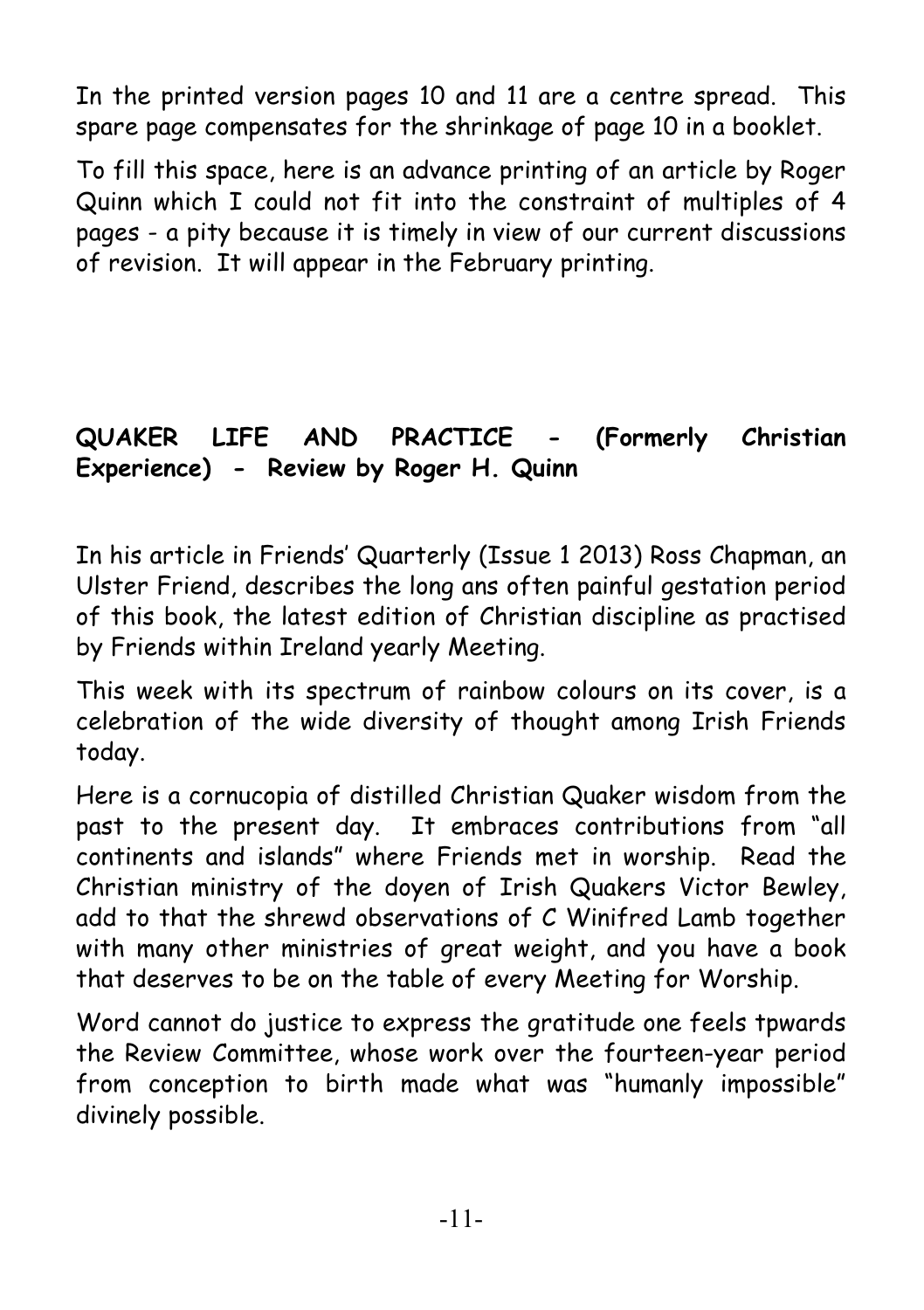In the printed version pages 10 and 11 are a centre spread. This spare page compensates for the shrinkage of page 10 in a booklet.

To fill this space, here is an advance printing of an article by Roger Quinn which I could not fit into the constraint of multiples of 4 pages - a pity because it is timely in view of our current discussions of revision. It will appear in the February printing.

**QUAKER LIFE AND PRACTICE - (Formerly Christian Experience) - Review by Roger H. Quinn**

In his article in Friends' Quarterly (Issue 1 2013) Ross Chapman, an Ulster Friend, describes the long ans often painful gestation period of this book, the latest edition of Christian discipline as practised by Friends within Ireland yearly Meeting.

This week with its spectrum of rainbow colours on its cover, is a celebration of the wide diversity of thought among Irish Friends today.

Here is a cornucopia of distilled Christian Quaker wisdom from the past to the present day. It embraces contributions from "all continents and islands" where Friends met in worship. Read the Christian ministry of the doyen of Irish Quakers Victor Bewley, add to that the shrewd observations of C Winifred Lamb together with many other ministries of great weight, and you have a book that deserves to be on the table of every Meeting for Worship.

Word cannot do justice to express the gratitude one feels tpwards the Review Committee, whose work over the fourteen-year period from conception to birth made what was "humanly impossible" divinely possible.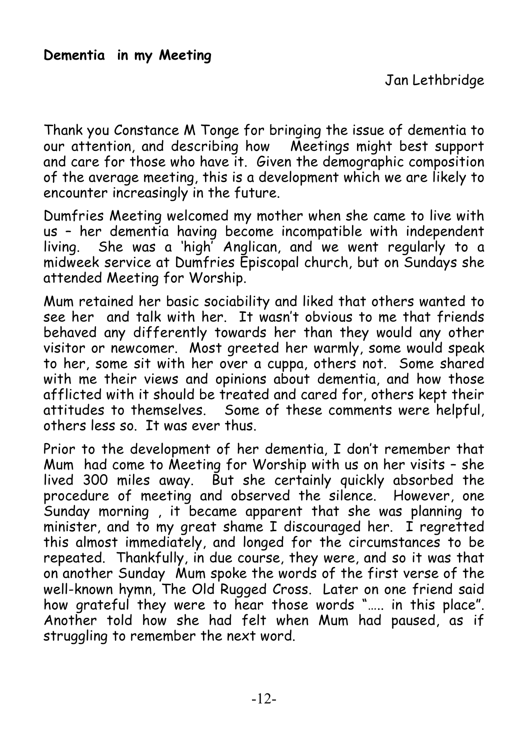## Dementia in my Meeting

Jan Lethbridge

Thank you Constance M Tonge for bringing the issue of dementia to our attention, and describing how Meetings might best support and care for those who have it. Given the demographic composition of the average meeting, this is a development which we are likely to encounter increasingly in the future.

Dumfries Meeting welcomed my mother when she came to live with us – her dementia having become incompatible with independent living. She was a 'high' Anglican, and we went regularly to a midweek service at Dumfries Episcopal church, but on Sundays she attended Meeting for Worship.

Mum retained her basic sociability and liked that others wanted to see her and talk with her. It wasn't obvious to me that friends behaved any differently towards her than they would any other visitor or newcomer. Most greeted her warmly, some would speak to her, some sit with her over a cuppa, others not. Some shared with me their views and opinions about dementia, and how those afflicted with it should be treated and cared for, others kept their attitudes to themselves. Some of these comments were helpful, others less so. It was ever thus.

Prior to the development of her dementia, I don't remember that Mum had come to Meeting for Worship with us on her visits – she lived 300 miles away. But she certainly quickly absorbed the procedure of meeting and observed the silence. However, one Sunday morning , it became apparent that she was planning to minister, and to my great shame I discouraged her. I regretted this almost immediately, and longed for the circumstances to be repeated. Thankfully, in due course, they were, and so it was that on another Sunday Mum spoke the words of the first verse of the well-known hymn, The Old Rugged Cross. Later on one friend said how grateful they were to hear those words "….. in this place". Another told how she had felt when Mum had paused, as if struggling to remember the next word.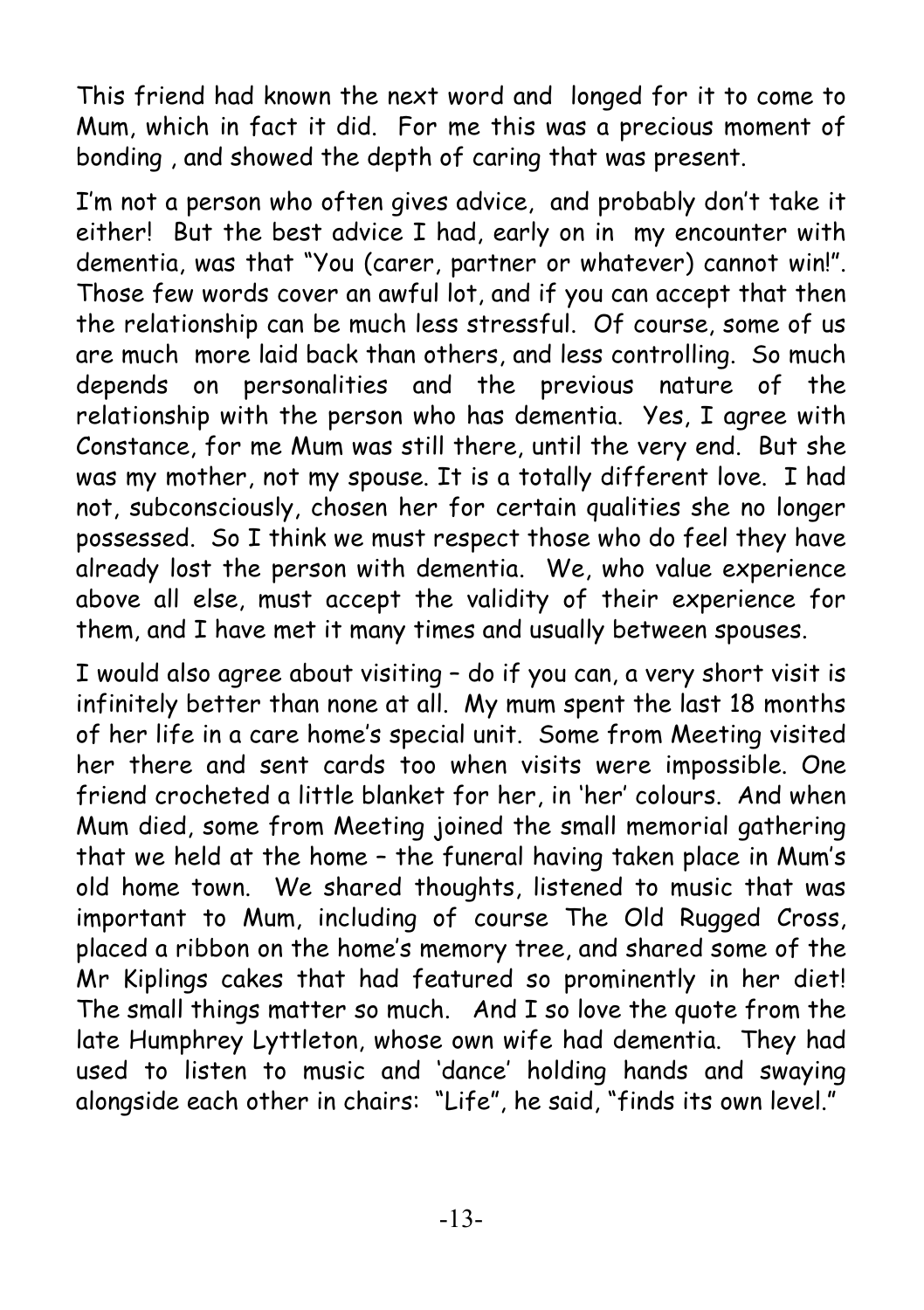This friend had known the next word and longed for it to come to Mum, which in fact it did. For me this was a precious moment of bonding , and showed the depth of caring that was present.

I'm not a person who often gives advice, and probably don't take it either! But the best advice I had, early on in my encounter with dementia, was that "You (carer, partner or whatever) cannot win!". Those few words cover an awful lot, and if you can accept that then the relationship can be much less stressful. Of course, some of us are much more laid back than others, and less controlling. So much depends on personalities and the previous nature of the relationship with the person who has dementia. Yes, I agree with Constance, for me Mum was still there, until the very end. But she was my mother, not my spouse. It is a totally different love. I had not, subconsciously, chosen her for certain qualities she no longer possessed. So I think we must respect those who do feel they have already lost the person with dementia. We, who value experience above all else, must accept the validity of their experience for them, and I have met it many times and usually between spouses.

I would also agree about visiting – do if you can, a very short visit is infinitely better than none at all. My mum spent the last 18 months of her life in a care home's special unit. Some from Meeting visited her there and sent cards too when visits were impossible. One friend crocheted a little blanket for her, in 'her' colours. And when Mum died, some from Meeting joined the small memorial gathering that we held at the home – the funeral having taken place in Mum's old home town. We shared thoughts, listened to music that was important to Mum, including of course The Old Rugged Cross, placed a ribbon on the home's memory tree, and shared some of the Mr Kiplings cakes that had featured so prominently in her diet! The small things matter so much. And I so love the quote from the late Humphrey Lyttleton, whose own wife had dementia. They had used to listen to music and 'dance' holding hands and swaying alongside each other in chairs: "Life", he said, "finds its own level."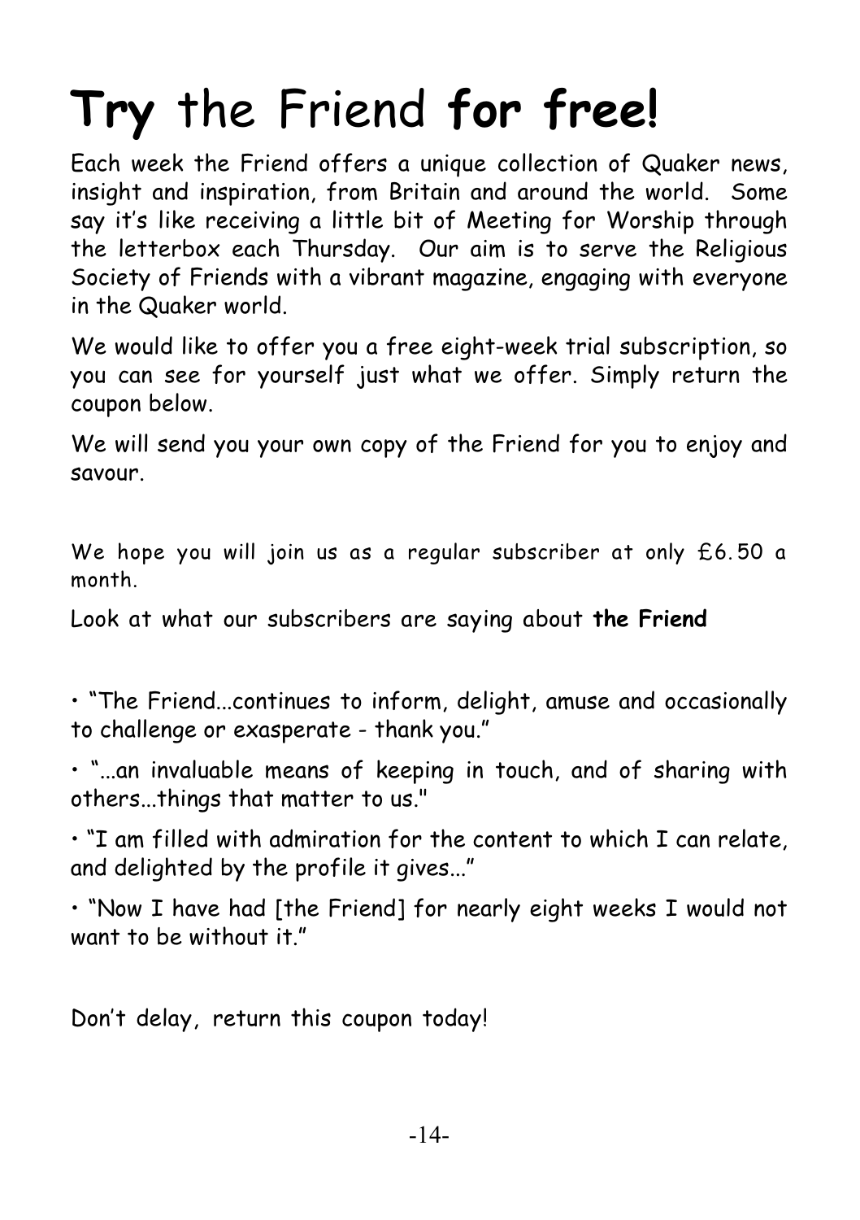# **Try** the Friend **for free!**

Each week the Friend offers a unique collection of Quaker news, insight and inspiration, from Britain and around the world. Some say it's like receiving a little bit of Meeting for Worship through the letterbox each Thursday. Our aim is to serve the Religious Society of Friends with a vibrant magazine, engaging with everyone in the Quaker world.

We would like to offer you a free eight-week trial subscription, so you can see for yourself just what we offer. Simply return the coupon below.

We will send you your own copy of the Friend for you to enjoy and savour.

We hope you will join us as a regular subscriber at only £6.50 a month.

Look at what our subscribers are saying about **the Friend**

- "The Friend...continues to inform, delight, amuse and occasionally to challenge or exasperate - thank you."
- "...an invaluable means of keeping in touch, and of sharing with others...things that matter to us."
- "I am filled with admiration for the content to which I can relate, and delighted by the profile it gives..."
- "Now I have had [the Friend] for nearly eight weeks I would not want to be without it."

Don't delay, return this coupon today!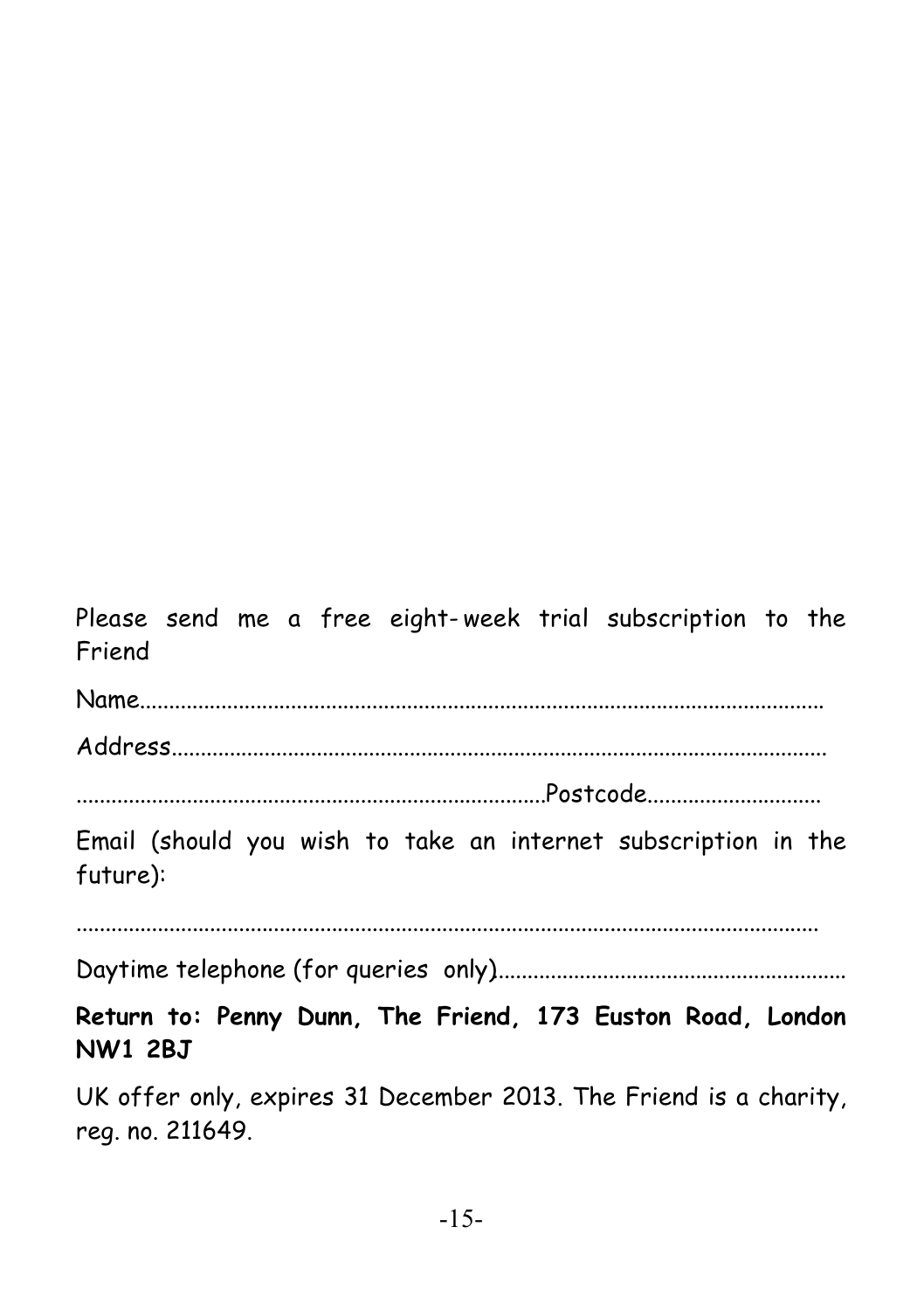Please send me a free eight-week trial subscription to the Friend

Name..........................................................................................................

Address.....................................................................................................

.................................................................................Postcode.............................

Email (should you wish to take an internet subscription in the future):

.....................................................................................................................

Daytime telephone (for queries only)...........................................................

**Return to: Penny Dunn, The Friend, 173 Euston Road, London NW1 2BJ**

UK offer only, expires 31 December 2013. The Friend is a charity, reg. no. 211649.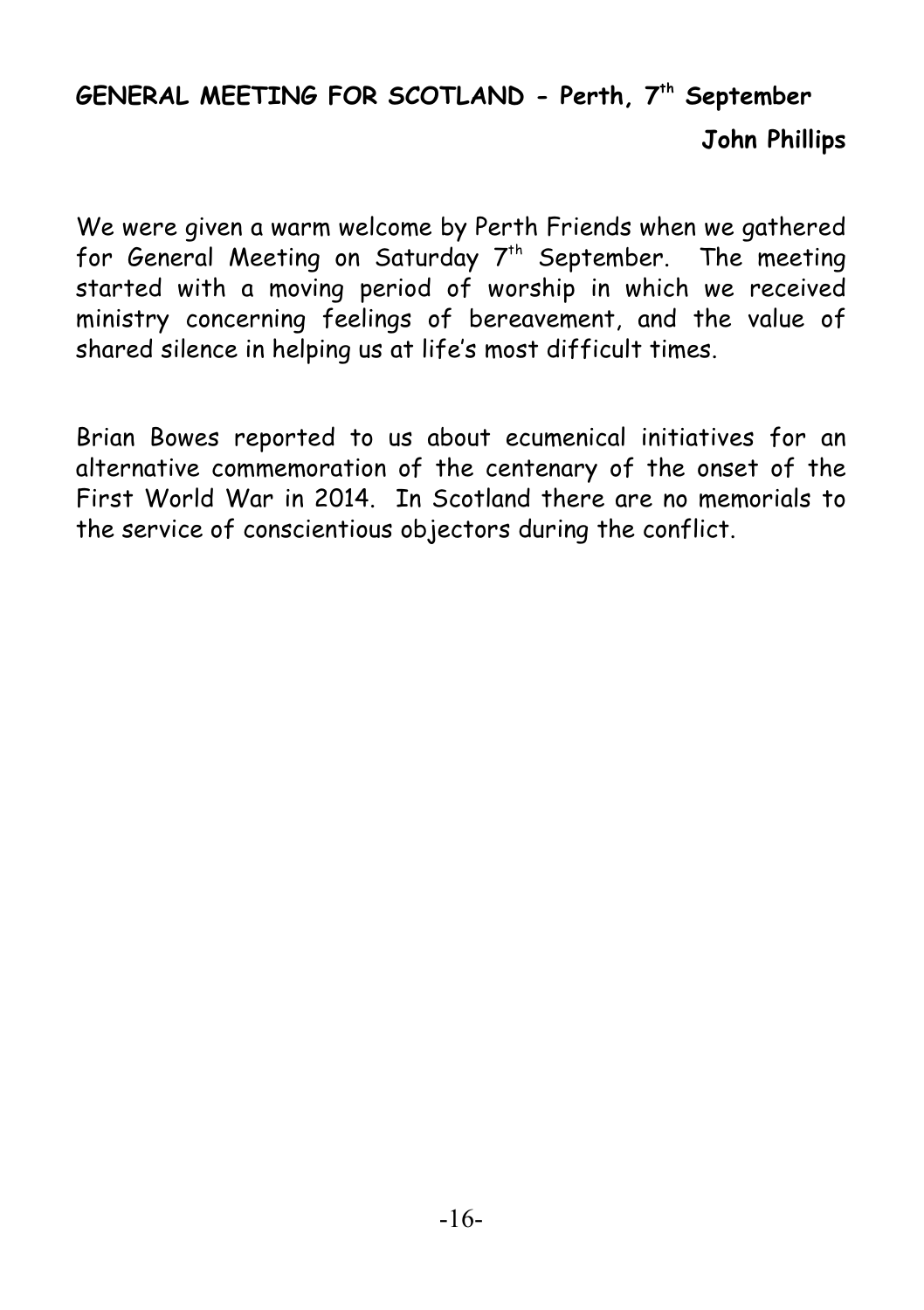## GENERAL MEETING FOR SCOTLAND - Perth, 7th September

**John Phillips**

We were given a warm welcome by Perth Friends when we gathered for General Meeting on Saturday 7th September. The meeting started with a moving period of worship in which we received ministry concerning feelings of bereavement, and the value of shared silence in helping us at life's most difficult times.

Brian Bowes reported to us about ecumenical initiatives for an alternative commemoration of the centenary of the onset of the First World War in 2014. In Scotland there are no memorials to the service of conscientious objectors during the conflict.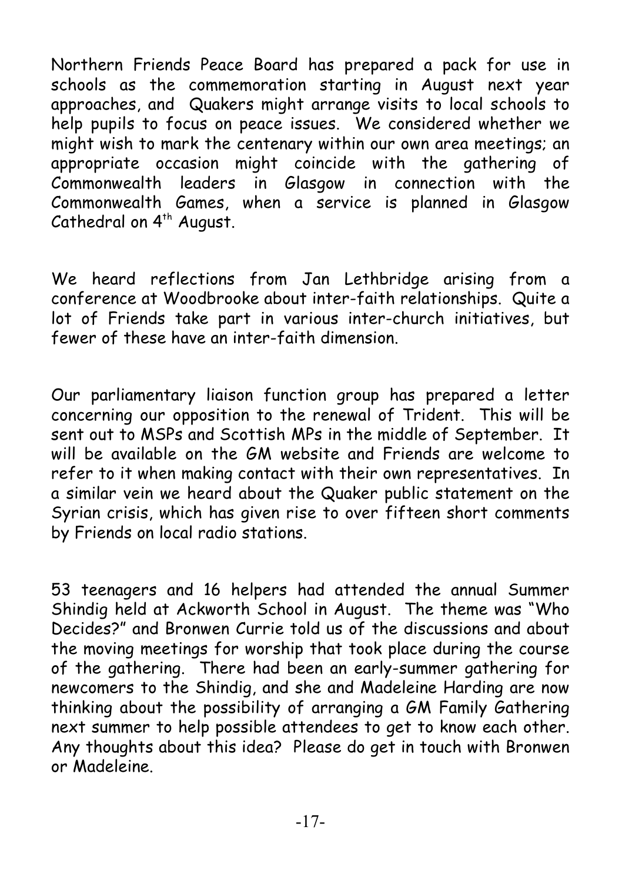Northern Friends Peace Board has prepared a pack for use in schools as the commemoration starting in August next year approaches, and Quakers might arrange visits to local schools to help pupils to focus on peace issues. We considered whether we might wish to mark the centenary within our own area meetings; an appropriate occasion might coincide with the gathering of Commonwealth leaders in Glasgow in connection with the Commonwealth Games, when a service is planned in Glasgow Cathedral on 4th August.

We heard reflections from Jan Lethbridge arising from a conference at Woodbrooke about inter-faith relationships. Quite a lot of Friends take part in various inter-church initiatives, but fewer of these have an inter-faith dimension.

Our parliamentary liaison function group has prepared a letter concerning our opposition to the renewal of Trident. This will be sent out to MSPs and Scottish MPs in the middle of September. It will be available on the GM website and Friends are welcome to refer to it when making contact with their own representatives. In a similar vein we heard about the Quaker public statement on the Syrian crisis, which has given rise to over fifteen short comments by Friends on local radio stations.

53 teenagers and 16 helpers had attended the annual Summer Shindig held at Ackworth School in August. The theme was "Who Decides?" and Bronwen Currie told us of the discussions and about the moving meetings for worship that took place during the course of the gathering. There had been an early-summer gathering for newcomers to the Shindig, and she and Madeleine Harding are now thinking about the possibility of arranging a GM Family Gathering next summer to help possible attendees to get to know each other. Any thoughts about this idea? Please do get in touch with Bronwen or Madeleine.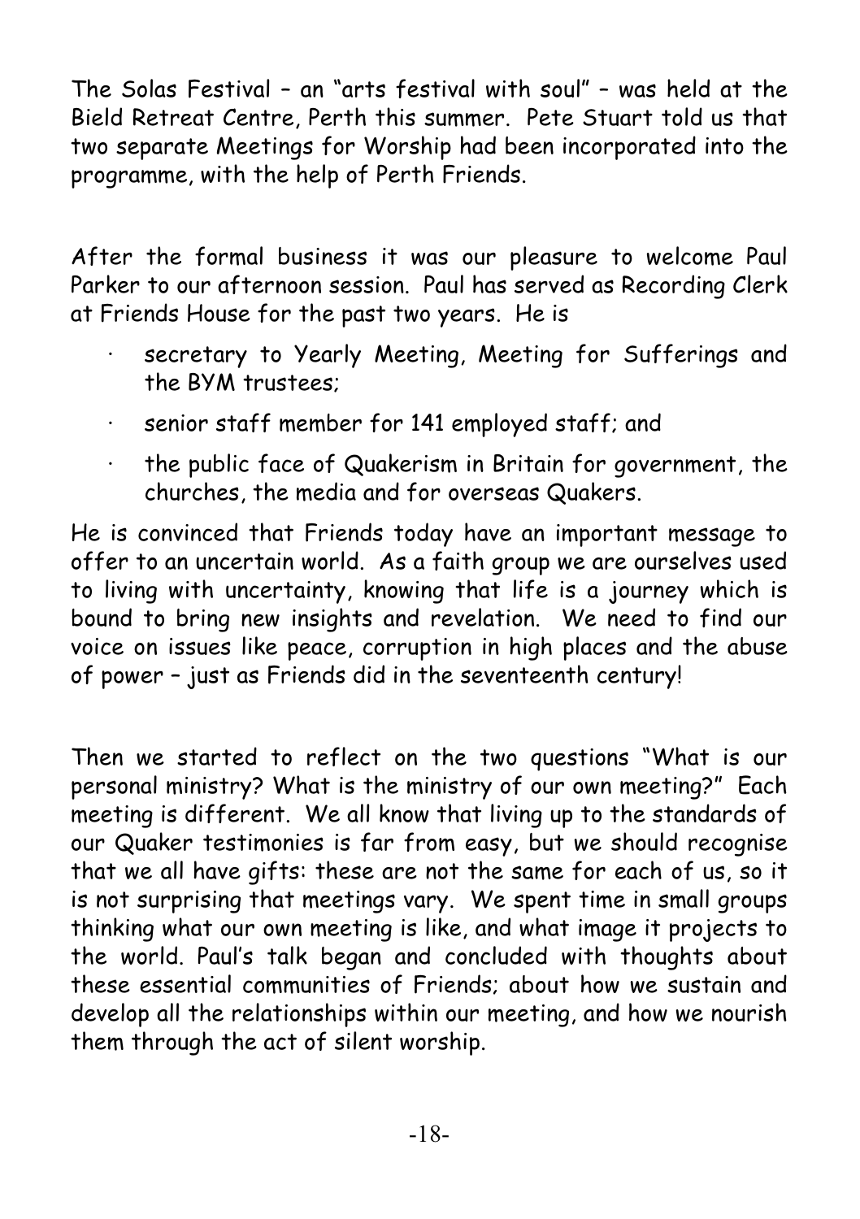The Solas Festival – an "arts festival with soul" – was held at the Bield Retreat Centre, Perth this summer. Pete Stuart told us that two separate Meetings for Worship had been incorporated into the programme, with the help of Perth Friends.

After the formal business it was our pleasure to welcome Paul Parker to our afternoon session. Paul has served as Recording Clerk at Friends House for the past two years. He is

- secretary to Yearly Meeting, Meeting for Sufferings and the BYM trustees;
- senior staff member for 141 employed staff; and
- the public face of Quakerism in Britain for government, the churches, the media and for overseas Quakers.

He is convinced that Friends today have an important message to offer to an uncertain world. As a faith group we are ourselves used to living with uncertainty, knowing that life is a journey which is bound to bring new insights and revelation. We need to find our voice on issues like peace, corruption in high places and the abuse of power – just as Friends did in the seventeenth century!

Then we started to reflect on the two questions "What is our personal ministry? What is the ministry of our own meeting?" Each meeting is different. We all know that living up to the standards of our Quaker testimonies is far from easy, but we should recognise that we all have gifts: these are not the same for each of us, so it is not surprising that meetings vary. We spent time in small groups thinking what our own meeting is like, and what image it projects to the world. Paul's talk began and concluded with thoughts about these essential communities of Friends; about how we sustain and develop all the relationships within our meeting, and how we nourish them through the act of silent worship.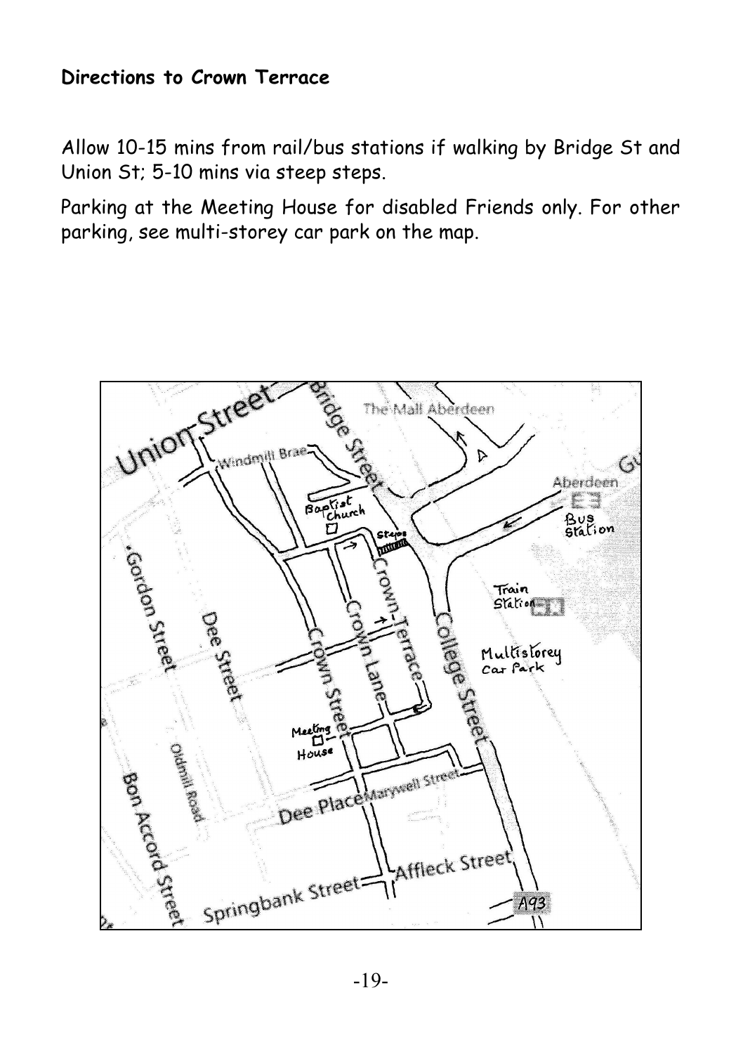**Directions to Crown Terrace**

Allow 10-15 mins from rail/bus stations if walking by Bridge St and Union St; 5-10 mins via steep steps.

Parking at the Meeting House for disabled Friends only. For other parking, see multi-storey car park on the map.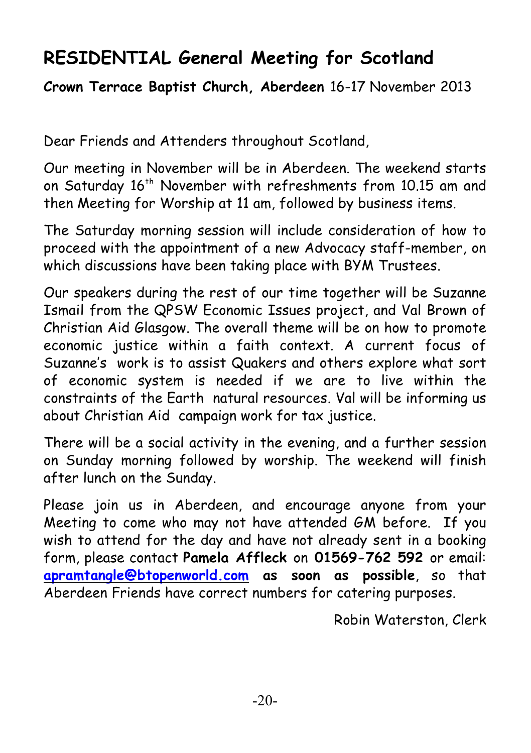## RESIDENTIAL General Meeting for Scotland

**Crown Terrace Baptist Church, Aberdeen** 16-17 November 2013

Dear Friends and Attenders throughout Scotland,

Our meeting in November will be in Aberdeen. The weekend starts on Saturday 16th November with refreshments from 10.15 am and then Meeting for Worship at 11 am, followed by business items.

The Saturday morning session will include consideration of how to proceed with the appointment of a new Advocacy staff-member, on which discussions have been taking place with BYM Trustees.

Our speakers during the rest of our time together will be Suzanne Ismail from the QPSW Economic Issues project, and Val Brown of Christian Aid Glasgow. The overall theme will be on how to promote economic justice within a faith context. A current focus of Suzanne's work is to assist Quakers and others explore what sort of economic system is needed if we are to live within the constraints of the Earth natural resources. Val will be informing us about Christian Aid campaign work for tax justice.

There will be a social activity in the evening, and a further session on Sunday morning followed by worship. The weekend will finish after lunch on the Sunday.

Please join us in Aberdeen, and encourage anyone from your Meeting to come who may not have attended GM before. If you wish to attend for the day and have not already sent in a booking form, please contact **Pamela Affleck** on **01569-762 592** or email: **apramtangle@btopenworld.com as soon as possible**, so that Aberdeen Friends have correct numbers for catering purposes.

Robin Waterston, Clerk